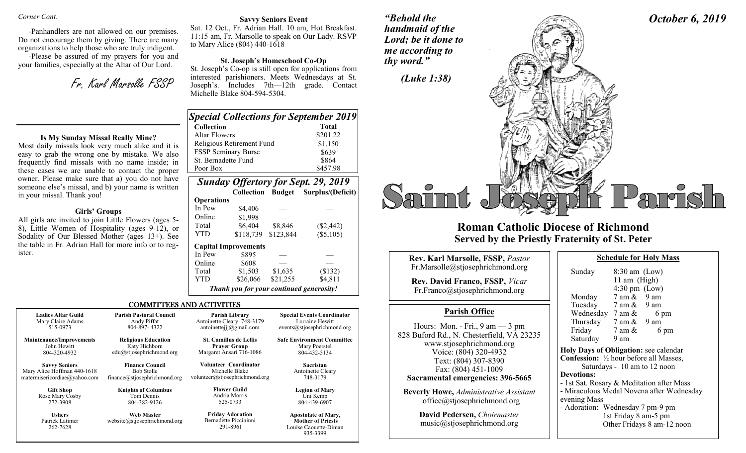*Corner Cont.*

-Panhandlers are not allowed on our premises. Do not encourage them by giving. There are many organizations to help those who are truly indigent.

-Please be assured of my prayers for you and your families, especially at the Altar of Our Lord.

Fr. Karl Marsolle FSSP

### Is My Sunday Missal Really Mine?

Most daily missals look very much alike and it is easy to grab the wrong one by mistake. We also frequently find missals with no name inside; in these cases we are unable to contact the proper owner. Please make sure that a) you do not have someone else's missal, and b) your name is written in your missal. Thank you!

### Girls' Groups

All girls are invited to join Little Flowers (ages 5-8), Little Women of Hospitality (ages 9-12), or Sodality of Our Blessed Mother (ages 13+). See the table in Fr. Adrian Hall for more info or to register.

### Savvy Seniors Event

Sat. 12 Oct., Fr. Adrian Hall. 10 am, Hot Breakfast. 11:15 am, Fr. Marsolle to speak on Our Lady. RSVP to Mary Alice (804) 440-1618

### St. Joseph's Homeschool Co-Op

St. Joseph's Co-op is still open for applications from interested parishioners. Meets Wednesdays at St. Joseph's. Includes 7th—12th grade. Contact Michelle Blake 804-594-5304.

## *Special Collections for September 2019*

| Collection | Total |
|---|---|
| Altar Flowers | $201.22 |
| Religious Retirement Fund | $1,150 |
| FSSP Seminary Burse | $639 |
| St. Bernadette Fund | $864 |
| Poor Box | $457.98 |

## *Sunday Offertory for Sept. 29, 2019*

| | Collection | Budget | Surplus/(Deficit) |
|---|---|---|---|
| **Operations** | | | |
| In Pew | $4,406 | — | — |
| Online | $1,998 | — | — |
| Total | $6,404 | $8,846 | ($2,442) |
| YTD | $118,739 | $123,844 | ($5,105) |
| **Capital Improvements** | | | |
| In Pew | $895 | — | — |
| Online | $608 | — | — |
| Total | $1,503 | $1,635 | ($132) |
| YTD | $26,066 | $21,255 | $4,811 |

*Thank you for your continued generosity!*

## COMMITTEES AND ACTIVITIES

| | | | |
|---|---|---|---|
| **Ladies Altar Guild**<br>Mary Claire Adams<br>515-0973 | **Parish Pastoral Council**<br>Andy Piffat<br>804-897-4322 | **Parish Library**<br>Antoinette Cleary 748-3179<br>antoinettejjj@gmail.com | **Special Events Coordinator**<br>Lorraine Hewitt<br>events@stjosephrichmond.org |
| **Maintenance/Improvements**<br>John Hewitt<br>804-320-4932 | **Religious Education**<br>Katy Hichborn<br>edu@stjosephrichmond.org | **St. Camillus de Lellis Prayer Group**<br>Margaret Ansari 716-1086 | **Safe Environment Committee**<br>Mary Poerstel<br>804-432-5134 |
| **Savvy Seniors**<br>Mary Alice Hoffman 440-1618<br>matermisericordiae@yahoo.com | **Finance Council**<br>Bob Stolle<br>finance@stjosephrichmond.org | **Volunteer Coordinator**<br>Michelle Blake<br>volunteer@stjosephrichmond.org | **Sacristan**<br>Antoinette Cleary<br>748-3179 |
| **Gift Shop**<br>Rose Mary Cosby<br>272-3908 | **Knights of Columbus**<br>Tom Dennis<br>804-382-9126 | **Flower Guild**<br>Andria Morris<br>525-0733 | **Legion of Mary**<br>Uni Kemp<br>804-439-6907 |
| **Ushers**<br>Patrick Latimer<br>262-7628 | **Web Master**<br>website@stjosephrichmond.org | **Friday Adoration**<br>Bernadette Piccininni<br>291-8961 | **Apostolate of Mary, Mother of Priests**<br>Louise Caouette-Diman<br>935-3399 |

*"Behold the handmaid of the Lord; be it done to me according to thy word."*

*(Luke 1:38)*

*October 6, 2019*

# Saint Joseph Parish

## Roman Catholic Diocese of Richmond
## Served by the Priestly Fraternity of St. Peter

**Rev. Karl Marsolle, FSSP,** *Pastor*
Fr.Marsolle@stjosephrichmond.org

**Rev. David Franco, FSSP,** *Vicar*
Fr.Franco@stjosephrichmond.org

### Parish Office

Hours: Mon. - Fri., 9 am — 3 pm
828 Buford Rd., N. Chesterfield, VA 23235
www.stjosephrichmond.org
Voice: (804) 320-4932
Text: (804) 307-8390
Fax: (804) 451-1009
**Sacramental emergencies: 396-5665**

**Beverly Howe,** *Administrative Assistant*
office@stjosephrichmond.org

**David Pedersen,** *Choirmaster*
music@stjosephrichmond.org

### Schedule for Holy Mass

| | |
|---|---|
| Sunday | 8:30 am (Low)<br>11 am (High)<br>4:30 pm (Low) |
| Monday | 7 am & 9 am |
| Tuesday | 7 am & 9 am |
| Wednesday | 7 am & 6 pm |
| Thursday | 7 am & 9 am |
| Friday | 7 am & 6 pm |
| Saturday | 9 am |

**Holy Days of Obligation:** see calendar
**Confession:** ½ hour before all Masses, Saturdays - 10 am to 12 noon
**Devotions:**
- 1st Sat. Rosary & Meditation after Mass
- Miraculous Medal Novena after Wednesday evening Mass
- Adoration: Wednesday 7 pm-9 pm
  1st Friday 8 am-5 pm
  Other Fridays 8 am-12 noon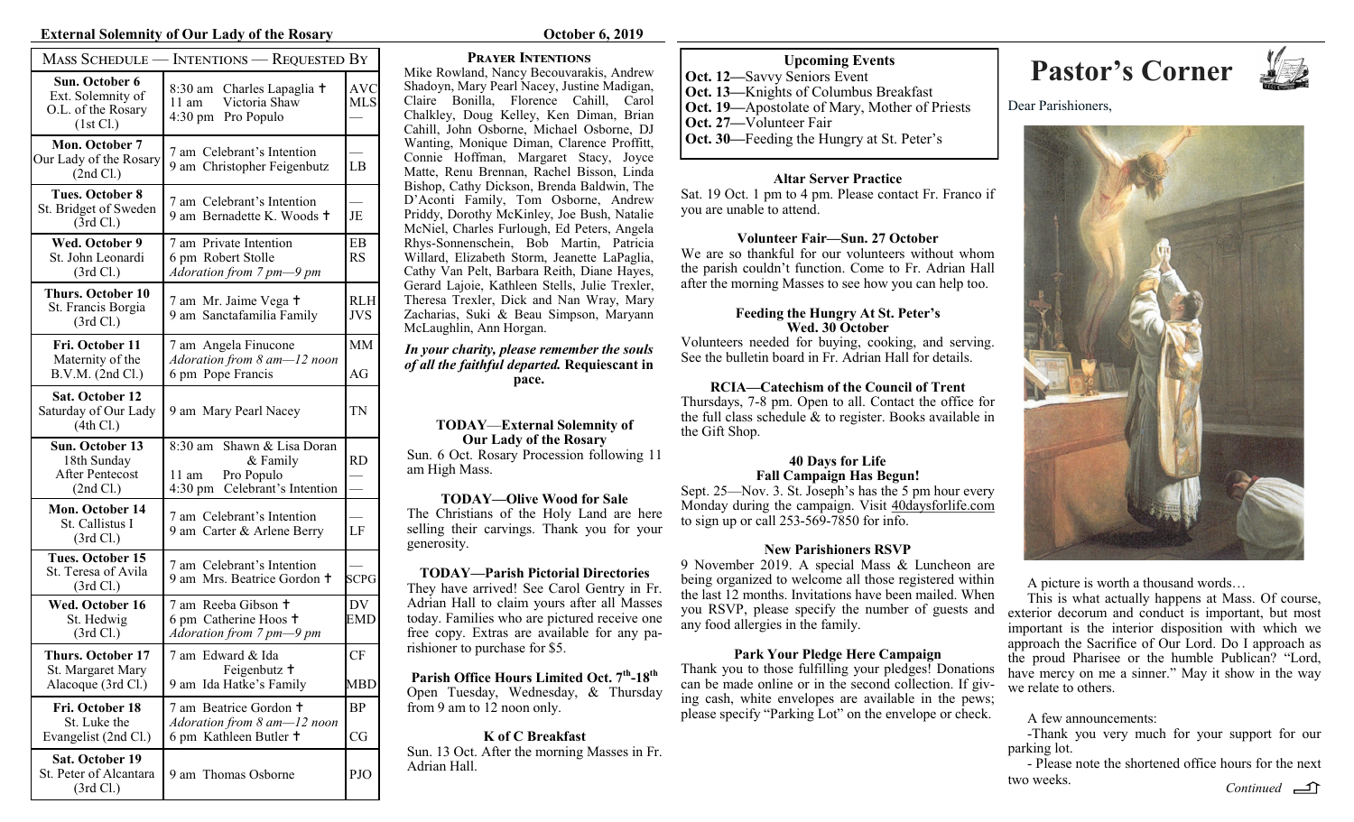**External Solemnity of Our Lady of the Rosary** **October 6, 2019**

## Mass Schedule — Intentions — Requested By

| | | |
|---|---|---|
| **Sun. October 6** Ext. Solemnity of O.L. of the Rosary (1st Cl.) | 8:30 am Charles Lapaglia ✝ 11 am Victoria Shaw 4:30 pm Pro Populo | AVC MLS — |
| **Mon. October 7** Our Lady of the Rosary (2nd Cl.) | 7 am Celebrant's Intention 9 am Christopher Feigenbutz | — LB |
| **Tues. October 8** St. Bridget of Sweden (3rd Cl.) | 7 am Celebrant's Intention 9 am Bernadette K. Woods ✝ | — JE |
| **Wed. October 9** St. John Leonardi (3rd Cl.) | 7 am Private Intention 6 pm Robert Stolle *Adoration from 7 pm—9 pm* | EB RS |
| **Thurs. October 10** St. Francis Borgia (3rd Cl.) | 7 am Mr. Jaime Vega ✝ 9 am Sanctafamilia Family | RLH JVS |
| **Fri. October 11** Maternity of the B.V.M. (2nd Cl.) | 7 am Angela Finucone *Adoration from 8 am—12 noon* 6 pm Pope Francis | MM AG |
| **Sat. October 12** Saturday of Our Lady (4th Cl.) | 9 am Mary Pearl Nacey | TN |
| **Sun. October 13** 18th Sunday After Pentecost (2nd Cl.) | 8:30 am Shawn & Lisa Doran & Family 11 am Pro Populo 4:30 pm Celebrant's Intention | RD — — |
| **Mon. October 14** St. Callistus I (3rd Cl.) | 7 am Celebrant's Intention 9 am Carter & Arlene Berry | — LF |
| **Tues. October 15** St. Teresa of Avila (3rd Cl.) | 7 am Celebrant's Intention 9 am Mrs. Beatrice Gordon ✝ | — SCPG |
| **Wed. October 16** St. Hedwig (3rd Cl.) | 7 am Reeba Gibson ✝ 6 pm Catherine Hoos ✝ *Adoration from 7 pm—9 pm* | DV EMD |
| **Thurs. October 17** St. Margaret Mary Alacoque (3rd Cl.) | 7 am Edward & Ida Feigenbutz ✝ 9 am Ida Hatke's Family | CF MBD |
| **Fri. October 18** St. Luke the Evangelist (2nd Cl.) | 7 am Beatrice Gordon ✝ *Adoration from 8 am—12 noon* 6 pm Kathleen Butler ✝ | BP CG |
| **Sat. October 19** St. Peter of Alcantara (3rd Cl.) | 9 am Thomas Osborne | PJO |

## Prayer Intentions

Mike Rowland, Nancy Becouvarakis, Andrew Shadoyn, Mary Pearl Nacey, Justine Madigan, Claire Bonilla, Florence Cahill, Carol Chalkley, Doug Kelley, Ken Diman, Brian Cahill, John Osborne, Michael Osborne, DJ Wanting, Monique Diman, Clarence Proffitt, Connie Hoffman, Margaret Stacy, Joyce Matte, Renu Brennan, Rachel Bisson, Linda Bishop, Cathy Dickson, Brenda Baldwin, The D'Aconti Family, Tom Osborne, Andrew Priddy, Dorothy McKinley, Joe Bush, Natalie McNiel, Charles Furlough, Ed Peters, Angela Rhys-Sonnenschein, Bob Martin, Patricia Willard, Elizabeth Storm, Jeanette LaPaglia, Cathy Van Pelt, Barbara Reith, Diane Hayes, Gerard Lajoie, Kathleen Stells, Julie Trexler, Theresa Trexler, Dick and Nan Wray, Mary Zacharias, Suki & Beau Simpson, Maryann McLaughlin, Ann Horgan.

***In your charity, please remember the souls of all the faithful departed.* Requiescant in pace.**

### TODAY—External Solemnity of Our Lady of the Rosary

Sun. 6 Oct. Rosary Procession following 11 am High Mass.

### TODAY—Olive Wood for Sale

The Christians of the Holy Land are here selling their carvings. Thank you for your generosity.

### TODAY—Parish Pictorial Directories

They have arrived! See Carol Gentry in Fr. Adrian Hall to claim yours after all Masses today. Families who are pictured receive one free copy. Extras are available for any parishioner to purchase for $5.

### Parish Office Hours Limited Oct. 7th-18th

Open Tuesday, Wednesday, & Thursday from 9 am to 12 noon only.

### K of C Breakfast

Sun. 13 Oct. After the morning Masses in Fr. Adrian Hall.

### Upcoming Events

**Oct. 12—**Savvy Seniors Event
**Oct. 13—**Knights of Columbus Breakfast
**Oct. 19—**Apostolate of Mary, Mother of Priests
**Oct. 27—**Volunteer Fair
**Oct. 30—**Feeding the Hungry at St. Peter's

### Altar Server Practice

Sat. 19 Oct. 1 pm to 4 pm. Please contact Fr. Franco if you are unable to attend.

### Volunteer Fair—Sun. 27 October

We are so thankful for our volunteers without whom the parish couldn't function. Come to Fr. Adrian Hall after the morning Masses to see how you can help too.

### Feeding the Hungry At St. Peter's Wed. 30 October

Volunteers needed for buying, cooking, and serving. See the bulletin board in Fr. Adrian Hall for details.

### RCIA—Catechism of the Council of Trent

Thursdays, 7-8 pm. Open to all. Contact the office for the full class schedule & to register. Books available in the Gift Shop.

### 40 Days for Life Fall Campaign Has Begun!

Sept. 25—Nov. 3. St. Joseph's has the 5 pm hour every Monday during the campaign. Visit 40daysforlife.com to sign up or call 253-569-7850 for info.

### New Parishioners RSVP

9 November 2019. A special Mass & Luncheon are being organized to welcome all those registered within the last 12 months. Invitations have been mailed. When you RSVP, please specify the number of guests and any food allergies in the family.

### Park Your Pledge Here Campaign

Thank you to those fulfilling your pledges! Donations can be made online or in the second collection. If giving cash, white envelopes are available in the pews; please specify "Parking Lot" on the envelope or check.

# Pastor's Corner

Dear Parishioners,

A picture is worth a thousand words…

This is what actually happens at Mass. Of course, exterior decorum and conduct is important, but most important is the interior disposition with which we approach the Sacrifice of Our Lord. Do I approach as the proud Pharisee or the humble Publican? "Lord, have mercy on me a sinner." May it show in the way we relate to others.

A few announcements:

-Thank you very much for your support for our parking lot.

- Please note the shortened office hours for the next two weeks.

*Continued*